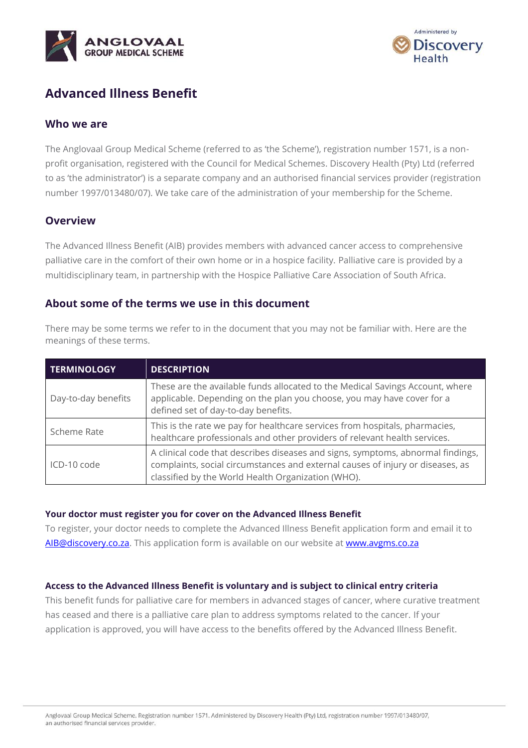# Advanced Illness Benefit

## Who we are

The Anglovaal Group Medical Scheme (referred to as 'the Scheme'), registration number 1571, is a non-profit organisation, registered with the Council for Medical Schemes. Discovery Health (Pty) Ltd (referred to as 'the administrator') is a separate company and an authorised financial services provider (registration number 1997/013480/07). We take care of the administration of your membership for the Scheme.

## Overview

The Advanced Illness Benefit (AIB) provides members with advanced cancer access to comprehensive palliative care in the comfort of their own home or in a hospice facility. Palliative care is provided by a multidisciplinary team, in partnership with the Hospice Palliative Care Association of South Africa.

## About some of the terms we use in this document

There may be some terms we refer to in the document that you may not be familiar with. Here are the meanings of these terms.

| TERMINOLOGY | DESCRIPTION |
| --- | --- |
| Day-to-day benefits | These are the available funds allocated to the Medical Savings Account, where applicable. Depending on the plan you choose, you may have cover for a defined set of day-to-day benefits. |
| Scheme Rate | This is the rate we pay for healthcare services from hospitals, pharmacies, healthcare professionals and other providers of relevant health services. |
| ICD-10 code | A clinical code that describes diseases and signs, symptoms, abnormal findings, complaints, social circumstances and external causes of injury or diseases, as classified by the World Health Organization (WHO). |

### Your doctor must register you for cover on the Advanced Illness Benefit

To register, your doctor needs to complete the Advanced Illness Benefit application form and email it to AIB@discovery.co.za. This application form is available on our website at www.avgms.co.za

### Access to the Advanced Illness Benefit is voluntary and is subject to clinical entry criteria

This benefit funds for palliative care for members in advanced stages of cancer, where curative treatment has ceased and there is a palliative care plan to address symptoms related to the cancer. If your application is approved, you will have access to the benefits offered by the Advanced Illness Benefit.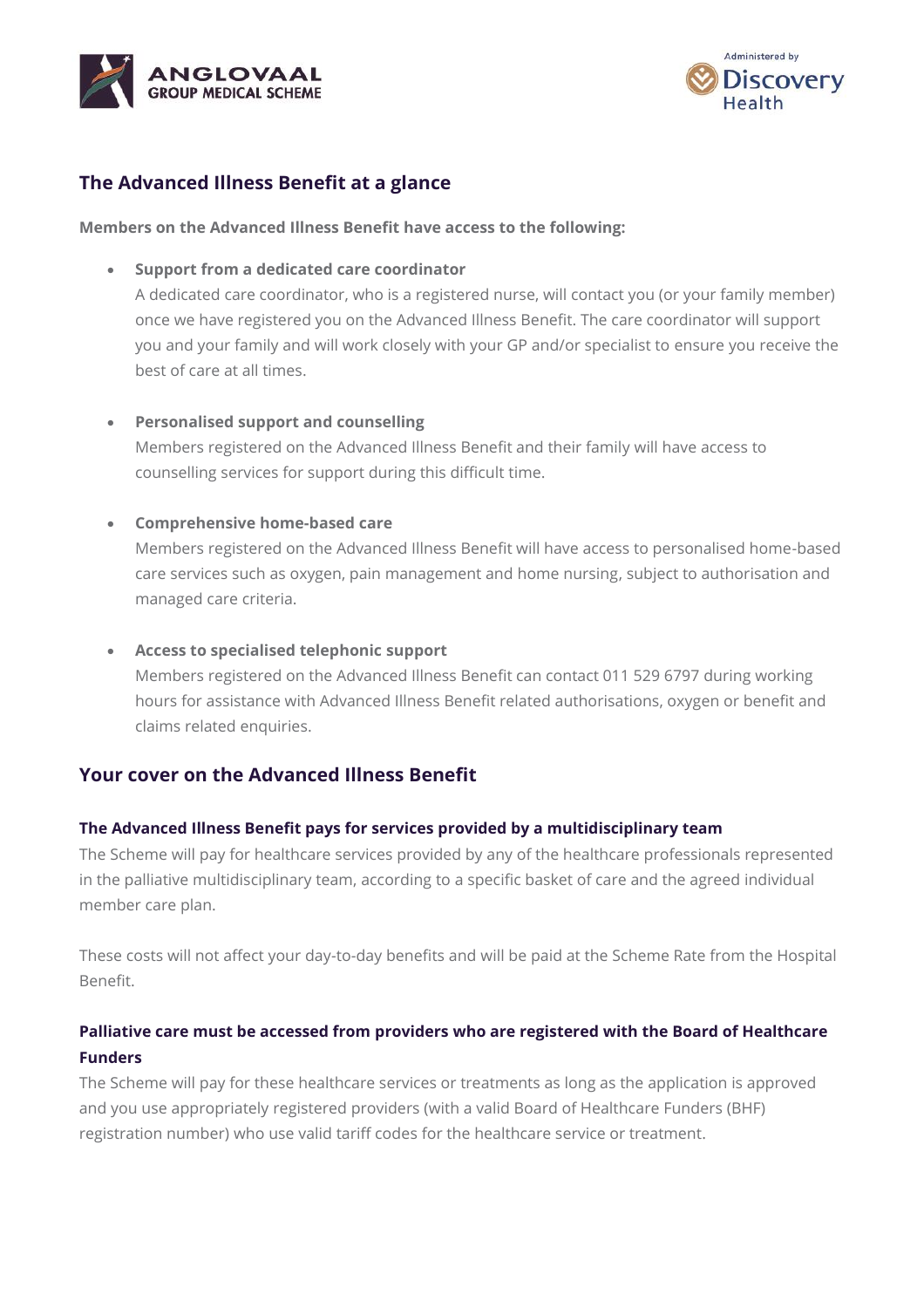## The Advanced Illness Benefit at a glance

**Members on the Advanced Illness Benefit have access to the following:**

- **Support from a dedicated care coordinator**
  A dedicated care coordinator, who is a registered nurse, will contact you (or your family member) once we have registered you on the Advanced Illness Benefit. The care coordinator will support you and your family and will work closely with your GP and/or specialist to ensure you receive the best of care at all times.

- **Personalised support and counselling**
  Members registered on the Advanced Illness Benefit and their family will have access to counselling services for support during this difficult time.

- **Comprehensive home-based care**
  Members registered on the Advanced Illness Benefit will have access to personalised home-based care services such as oxygen, pain management and home nursing, subject to authorisation and managed care criteria.

- **Access to specialised telephonic support**
  Members registered on the Advanced Illness Benefit can contact 011 529 6797 during working hours for assistance with Advanced Illness Benefit related authorisations, oxygen or benefit and claims related enquiries.

## Your cover on the Advanced Illness Benefit

### The Advanced Illness Benefit pays for services provided by a multidisciplinary team

The Scheme will pay for healthcare services provided by any of the healthcare professionals represented in the palliative multidisciplinary team, according to a specific basket of care and the agreed individual member care plan.

These costs will not affect your day-to-day benefits and will be paid at the Scheme Rate from the Hospital Benefit.

### Palliative care must be accessed from providers who are registered with the Board of Healthcare Funders

The Scheme will pay for these healthcare services or treatments as long as the application is approved and you use appropriately registered providers (with a valid Board of Healthcare Funders (BHF) registration number) who use valid tariff codes for the healthcare service or treatment.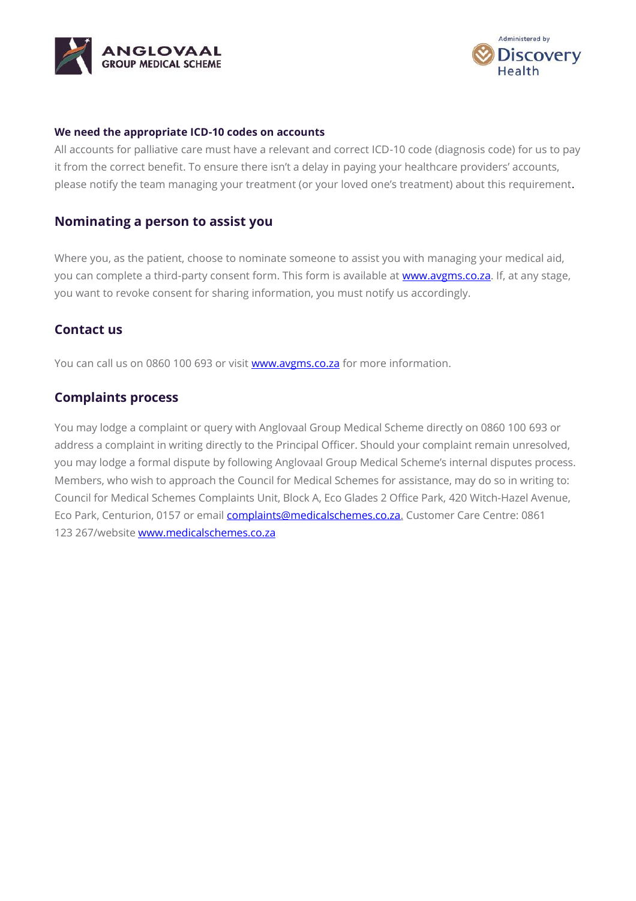**We need the appropriate ICD-10 codes on accounts**

All accounts for palliative care must have a relevant and correct ICD-10 code (diagnosis code) for us to pay it from the correct benefit. To ensure there isn't a delay in paying your healthcare providers' accounts, please notify the team managing your treatment (or your loved one's treatment) about this requirement.

## Nominating a person to assist you

Where you, as the patient, choose to nominate someone to assist you with managing your medical aid, you can complete a third-party consent form. This form is available at www.avgms.co.za. If, at any stage, you want to revoke consent for sharing information, you must notify us accordingly.

## Contact us

You can call us on 0860 100 693 or visit www.avgms.co.za for more information.

## Complaints process

You may lodge a complaint or query with Anglovaal Group Medical Scheme directly on 0860 100 693 or address a complaint in writing directly to the Principal Officer. Should your complaint remain unresolved, you may lodge a formal dispute by following Anglovaal Group Medical Scheme's internal disputes process. Members, who wish to approach the Council for Medical Schemes for assistance, may do so in writing to: Council for Medical Schemes Complaints Unit, Block A, Eco Glades 2 Office Park, 420 Witch-Hazel Avenue, Eco Park, Centurion, 0157 or email complaints@medicalschemes.co.za. Customer Care Centre: 0861 123 267/website www.medicalschemes.co.za